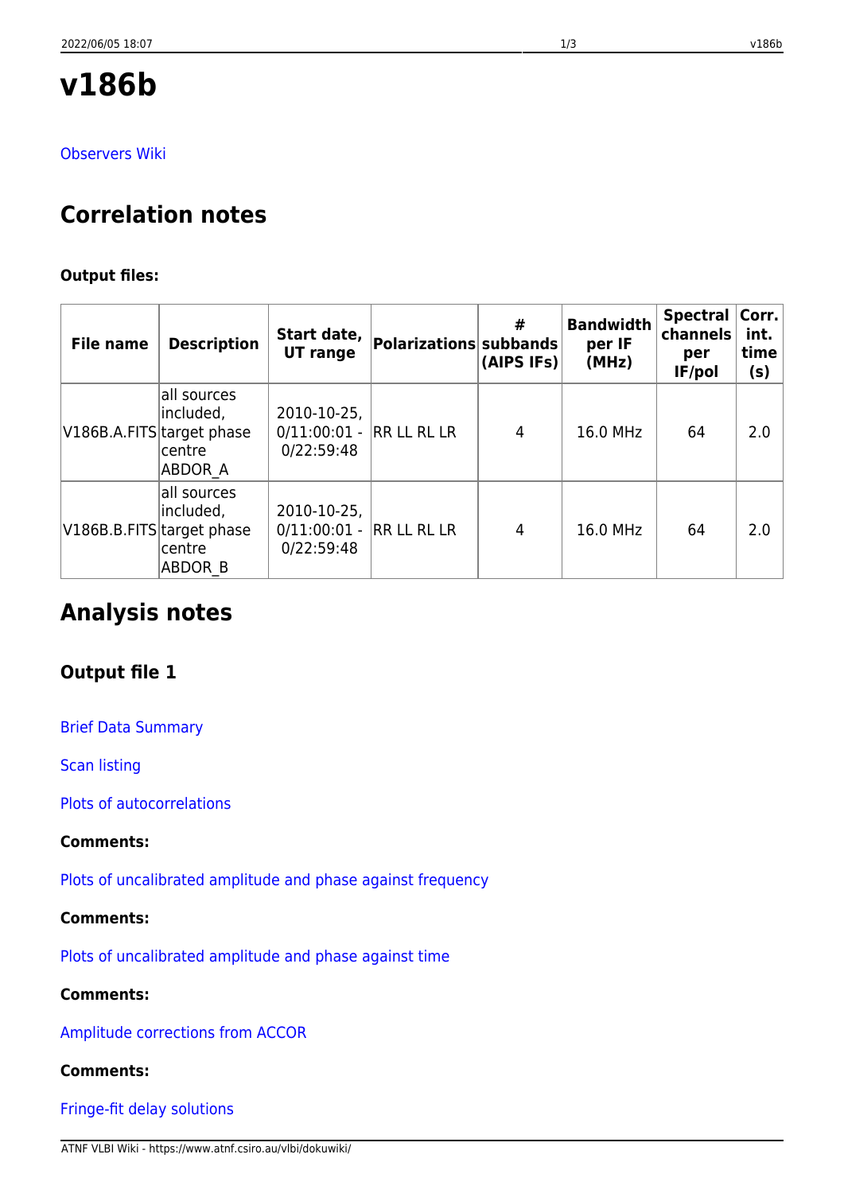# v186b

Observers Wiki

## Correlation notes

**Output files:**

| File name | Description | Start date, UT range | Polarizations | # subbands (AIPS IFs) | Bandwidth per IF (MHz) | Spectral channels per IF/pol | Corr. int. time (s) |
|---|---|---|---|---|---|---|---|
| V186B.A.FITS | all sources included, target phase centre ABDOR_A | 2010-10-25, 0/11:00:01 - 0/22:59:48 | RR LL RL LR | 4 | 16.0 MHz | 64 | 2.0 |
| V186B.B.FITS | all sources included, target phase centre ABDOR_B | 2010-10-25, 0/11:00:01 - 0/22:59:48 | RR LL RL LR | 4 | 16.0 MHz | 64 | 2.0 |

## Analysis notes

### Output file 1

Brief Data Summary

Scan listing

Plots of autocorrelations

**Comments:**

Plots of uncalibrated amplitude and phase against frequency

**Comments:**

Plots of uncalibrated amplitude and phase against time

**Comments:**

Amplitude corrections from ACCOR

**Comments:**

Fringe-fit delay solutions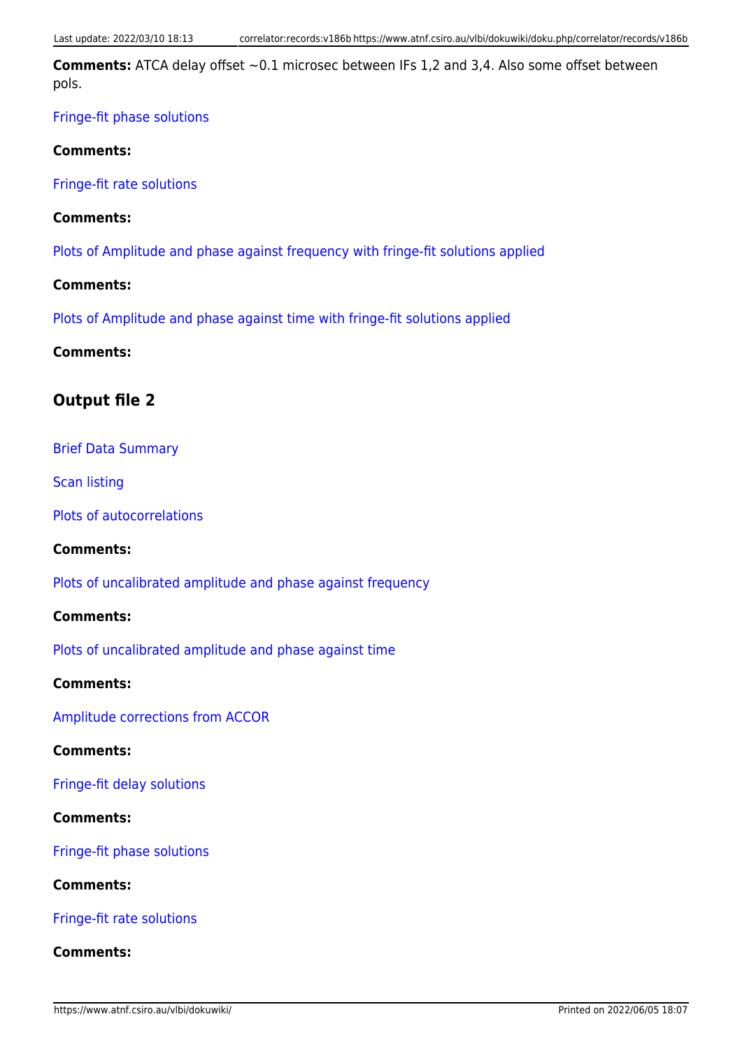**Comments:** ATCA delay offset ~0.1 microsec between IFs 1,2 and 3,4. Also some offset between pols.

Fringe-fit phase solutions

**Comments:**

Fringe-fit rate solutions

**Comments:**

Plots of Amplitude and phase against frequency with fringe-fit solutions applied

**Comments:**

Plots of Amplitude and phase against time with fringe-fit solutions applied

**Comments:**

## Output file 2

Brief Data Summary

Scan listing

Plots of autocorrelations

**Comments:**

Plots of uncalibrated amplitude and phase against frequency

**Comments:**

Plots of uncalibrated amplitude and phase against time

**Comments:**

Amplitude corrections from ACCOR

**Comments:**

Fringe-fit delay solutions

**Comments:**

Fringe-fit phase solutions

**Comments:**

Fringe-fit rate solutions

**Comments:**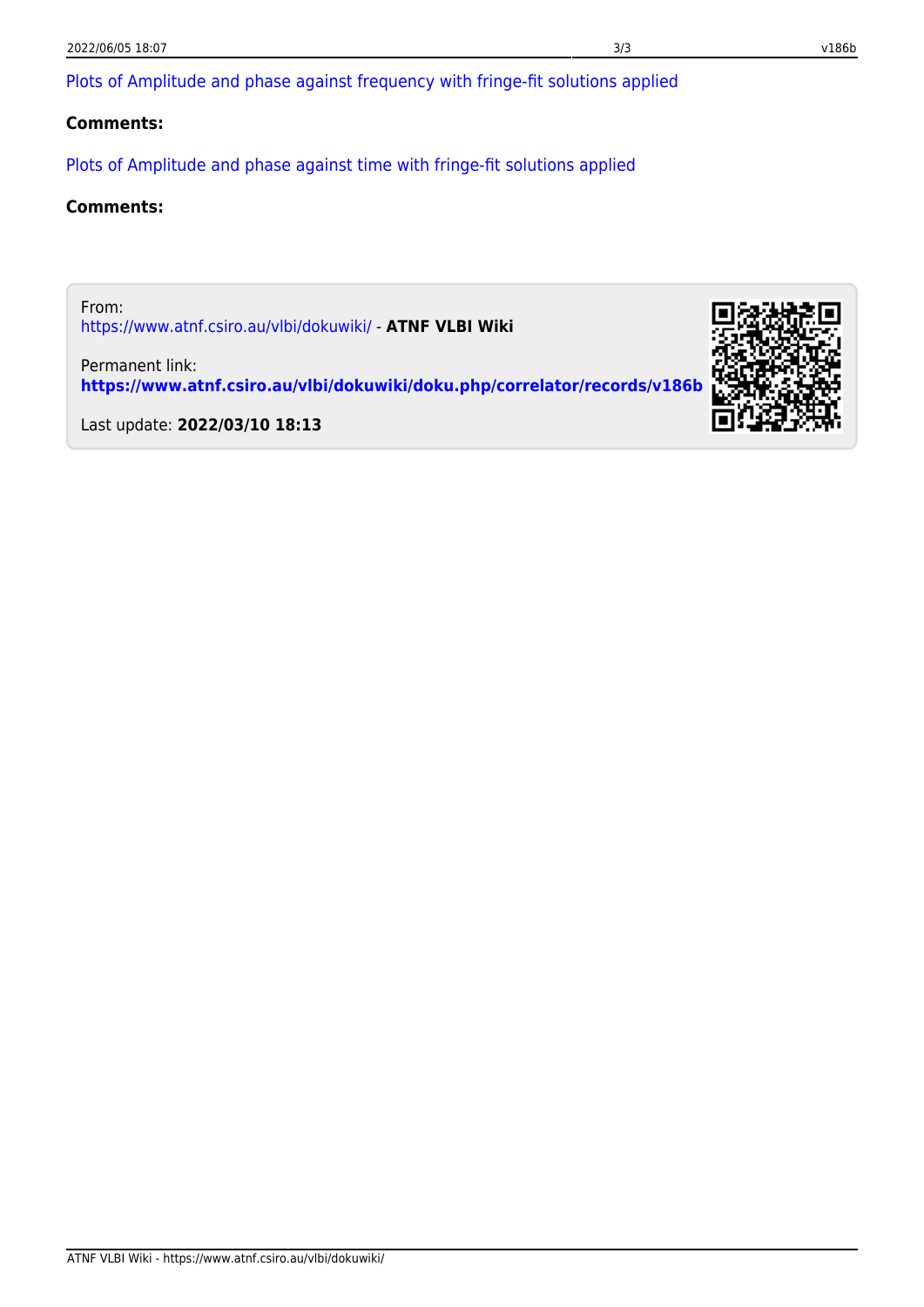Plots of Amplitude and phase against frequency with fringe-fit solutions applied

**Comments:**

Plots of Amplitude and phase against time with fringe-fit solutions applied

**Comments:**

From:
https://www.atnf.csiro.au/vlbi/dokuwiki/ - **ATNF VLBI Wiki**

Permanent link:
**https://www.atnf.csiro.au/vlbi/dokuwiki/doku.php/correlator/records/v186b**

Last update: **2022/03/10 18:13**